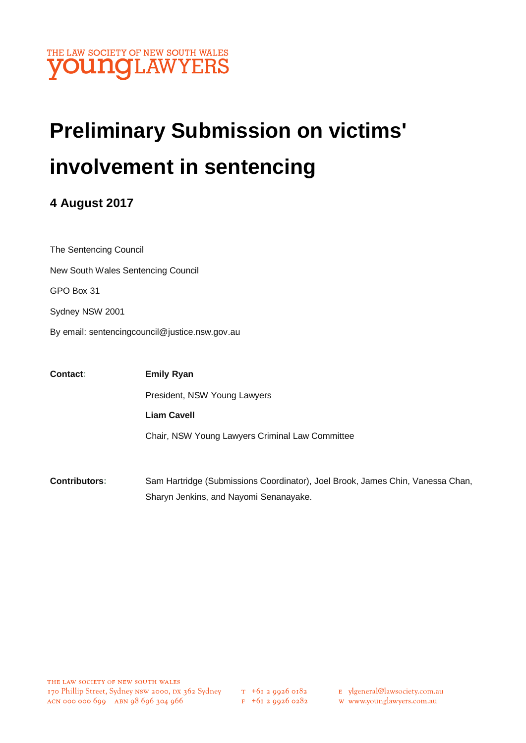THE LAW SOCIETY OF NEW SOUTH WALES
youngLAWYERS

# Preliminary Submission on victims' involvement in sentencing

### 4 August 2017

The Sentencing Council

New South Wales Sentencing Council

GPO Box 31

Sydney NSW 2001

By email: sentencingcouncil@justice.nsw.gov.au

**Contact:** **Emily Ryan**

President, NSW Young Lawyers

**Liam Cavell**

Chair, NSW Young Lawyers Criminal Law Committee

**Contributors:** Sam Hartridge (Submissions Coordinator), Joel Brook, James Chin, Vanessa Chan, Sharyn Jenkins, and Nayomi Senanayake.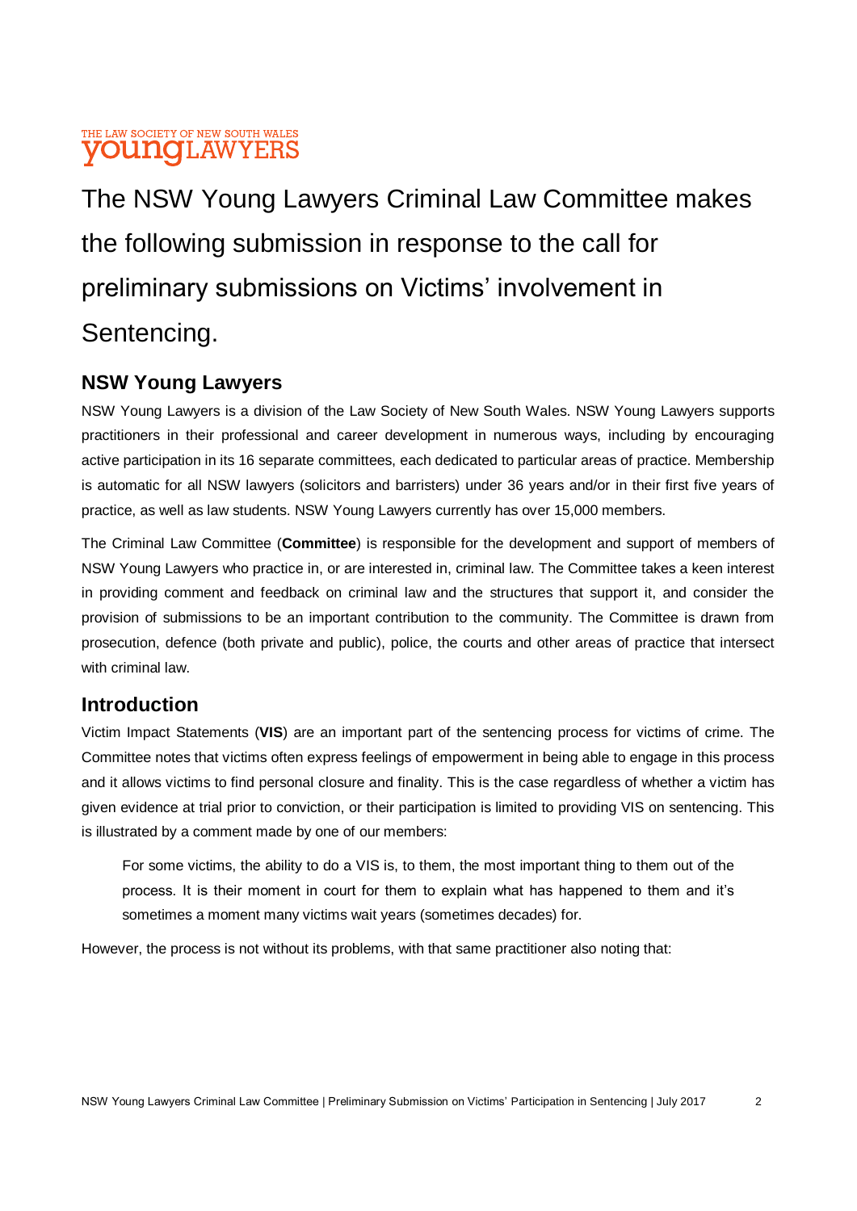THE LAW SOCIETY OF NEW SOUTH WALES
**young**LAWYERS

# The NSW Young Lawyers Criminal Law Committee makes the following submission in response to the call for preliminary submissions on Victims' involvement in Sentencing.

## NSW Young Lawyers

NSW Young Lawyers is a division of the Law Society of New South Wales. NSW Young Lawyers supports practitioners in their professional and career development in numerous ways, including by encouraging active participation in its 16 separate committees, each dedicated to particular areas of practice. Membership is automatic for all NSW lawyers (solicitors and barristers) under 36 years and/or in their first five years of practice, as well as law students. NSW Young Lawyers currently has over 15,000 members.

The Criminal Law Committee (**Committee**) is responsible for the development and support of members of NSW Young Lawyers who practice in, or are interested in, criminal law. The Committee takes a keen interest in providing comment and feedback on criminal law and the structures that support it, and consider the provision of submissions to be an important contribution to the community. The Committee is drawn from prosecution, defence (both private and public), police, the courts and other areas of practice that intersect with criminal law.

## Introduction

Victim Impact Statements (**VIS**) are an important part of the sentencing process for victims of crime. The Committee notes that victims often express feelings of empowerment in being able to engage in this process and it allows victims to find personal closure and finality. This is the case regardless of whether a victim has given evidence at trial prior to conviction, or their participation is limited to providing VIS on sentencing. This is illustrated by a comment made by one of our members:

> For some victims, the ability to do a VIS is, to them, the most important thing to them out of the process. It is their moment in court for them to explain what has happened to them and it's sometimes a moment many victims wait years (sometimes decades) for.

However, the process is not without its problems, with that same practitioner also noting that: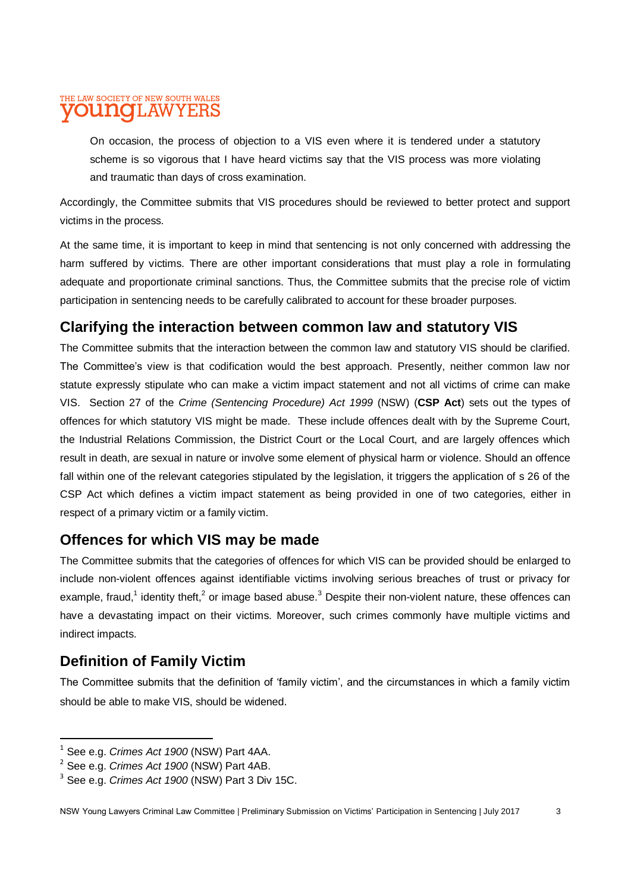> On occasion, the process of objection to a VIS even where it is tendered under a statutory scheme is so vigorous that I have heard victims say that the VIS process was more violating and traumatic than days of cross examination.

Accordingly, the Committee submits that VIS procedures should be reviewed to better protect and support victims in the process.

At the same time, it is important to keep in mind that sentencing is not only concerned with addressing the harm suffered by victims. There are other important considerations that must play a role in formulating adequate and proportionate criminal sanctions. Thus, the Committee submits that the precise role of victim participation in sentencing needs to be carefully calibrated to account for these broader purposes.

## Clarifying the interaction between common law and statutory VIS

The Committee submits that the interaction between the common law and statutory VIS should be clarified. The Committee's view is that codification would the best approach. Presently, neither common law nor statute expressly stipulate who can make a victim impact statement and not all victims of crime can make VIS. Section 27 of the *Crime (Sentencing Procedure) Act 1999* (NSW) (**CSP Act**) sets out the types of offences for which statutory VIS might be made. These include offences dealt with by the Supreme Court, the Industrial Relations Commission, the District Court or the Local Court, and are largely offences which result in death, are sexual in nature or involve some element of physical harm or violence. Should an offence fall within one of the relevant categories stipulated by the legislation, it triggers the application of s 26 of the CSP Act which defines a victim impact statement as being provided in one of two categories, either in respect of a primary victim or a family victim.

## Offences for which VIS may be made

The Committee submits that the categories of offences for which VIS can be provided should be enlarged to include non-violent offences against identifiable victims involving serious breaches of trust or privacy for example, fraud,[1] identity theft,[2] or image based abuse.[3] Despite their non-violent nature, these offences can have a devastating impact on their victims. Moreover, such crimes commonly have multiple victims and indirect impacts.

## Definition of Family Victim

The Committee submits that the definition of 'family victim', and the circumstances in which a family victim should be able to make VIS, should be widened.

---

[1] See e.g. *Crimes Act 1900* (NSW) Part 4AA.

[2] See e.g. *Crimes Act 1900* (NSW) Part 4AB.

[3] See e.g. *Crimes Act 1900* (NSW) Part 3 Div 15C.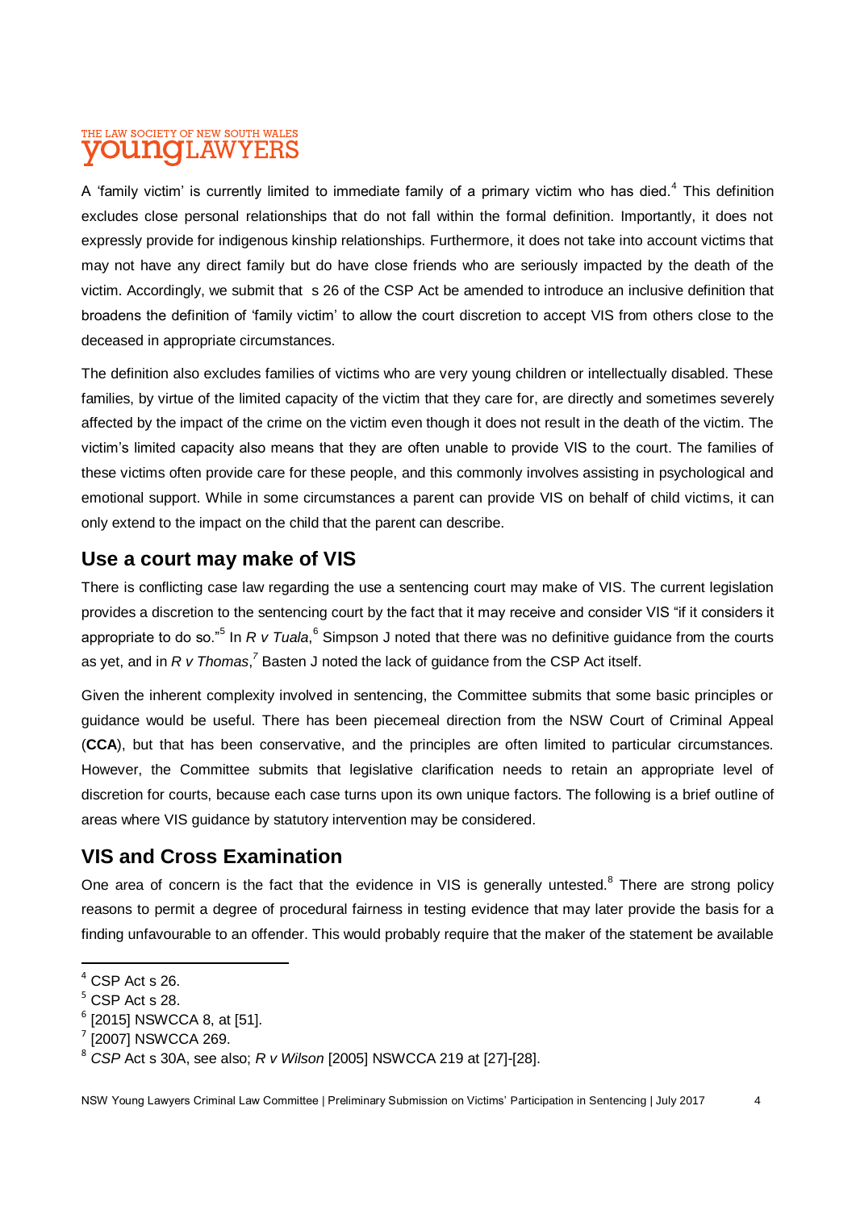A 'family victim' is currently limited to immediate family of a primary victim who has died.[4] This definition excludes close personal relationships that do not fall within the formal definition. Importantly, it does not expressly provide for indigenous kinship relationships. Furthermore, it does not take into account victims that may not have any direct family but do have close friends who are seriously impacted by the death of the victim. Accordingly, we submit that s 26 of the CSP Act be amended to introduce an inclusive definition that broadens the definition of 'family victim' to allow the court discretion to accept VIS from others close to the deceased in appropriate circumstances.

The definition also excludes families of victims who are very young children or intellectually disabled. These families, by virtue of the limited capacity of the victim that they care for, are directly and sometimes severely affected by the impact of the crime on the victim even though it does not result in the death of the victim. The victim's limited capacity also means that they are often unable to provide VIS to the court. The families of these victims often provide care for these people, and this commonly involves assisting in psychological and emotional support. While in some circumstances a parent can provide VIS on behalf of child victims, it can only extend to the impact on the child that the parent can describe.

## Use a court may make of VIS

There is conflicting case law regarding the use a sentencing court may make of VIS. The current legislation provides a discretion to the sentencing court by the fact that it may receive and consider VIS "if it considers it appropriate to do so."[5] In *R v Tuala*,[6] Simpson J noted that there was no definitive guidance from the courts as yet, and in *R v Thomas*,[7] Basten J noted the lack of guidance from the CSP Act itself.

Given the inherent complexity involved in sentencing, the Committee submits that some basic principles or guidance would be useful. There has been piecemeal direction from the NSW Court of Criminal Appeal (**CCA**), but that has been conservative, and the principles are often limited to particular circumstances. However, the Committee submits that legislative clarification needs to retain an appropriate level of discretion for courts, because each case turns upon its own unique factors. The following is a brief outline of areas where VIS guidance by statutory intervention may be considered.

## VIS and Cross Examination

One area of concern is the fact that the evidence in VIS is generally untested.[8] There are strong policy reasons to permit a degree of procedural fairness in testing evidence that may later provide the basis for a finding unfavourable to an offender. This would probably require that the maker of the statement be available

---

[4] CSP Act s 26.

[5] CSP Act s 28.

[6] [2015] NSWCCA 8, at [51].

[7] [2007] NSWCCA 269.

[8] *CSP* Act s 30A, see also; *R v Wilson* [2005] NSWCCA 219 at [27]-[28].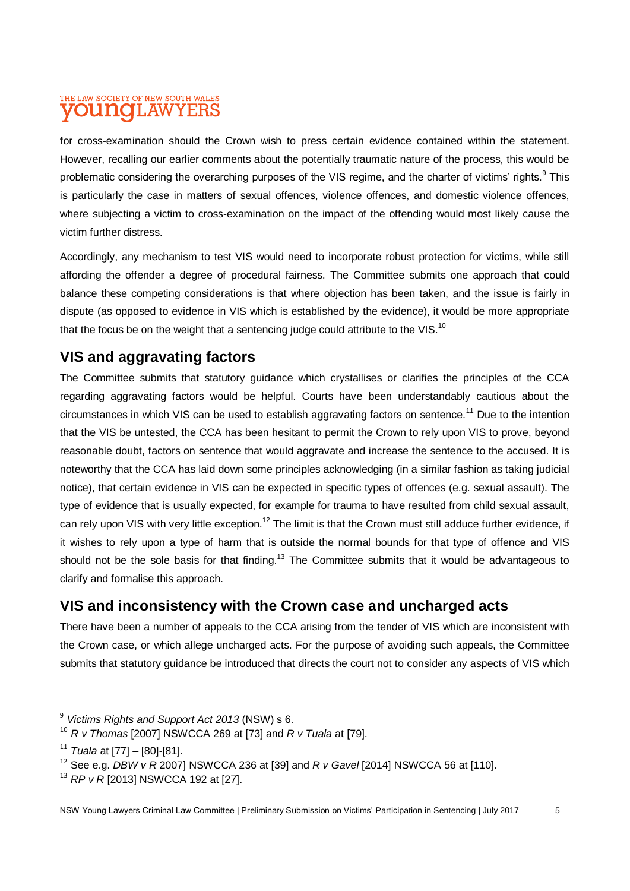for cross-examination should the Crown wish to press certain evidence contained within the statement. However, recalling our earlier comments about the potentially traumatic nature of the process, this would be problematic considering the overarching purposes of the VIS regime, and the charter of victims' rights.[9] This is particularly the case in matters of sexual offences, violence offences, and domestic violence offences, where subjecting a victim to cross-examination on the impact of the offending would most likely cause the victim further distress.

Accordingly, any mechanism to test VIS would need to incorporate robust protection for victims, while still affording the offender a degree of procedural fairness. The Committee submits one approach that could balance these competing considerations is that where objection has been taken, and the issue is fairly in dispute (as opposed to evidence in VIS which is established by the evidence), it would be more appropriate that the focus be on the weight that a sentencing judge could attribute to the VIS.[10]

## VIS and aggravating factors

The Committee submits that statutory guidance which crystallises or clarifies the principles of the CCA regarding aggravating factors would be helpful. Courts have been understandably cautious about the circumstances in which VIS can be used to establish aggravating factors on sentence.[11] Due to the intention that the VIS be untested, the CCA has been hesitant to permit the Crown to rely upon VIS to prove, beyond reasonable doubt, factors on sentence that would aggravate and increase the sentence to the accused. It is noteworthy that the CCA has laid down some principles acknowledging (in a similar fashion as taking judicial notice), that certain evidence in VIS can be expected in specific types of offences (e.g. sexual assault). The type of evidence that is usually expected, for example for trauma to have resulted from child sexual assault, can rely upon VIS with very little exception.[12] The limit is that the Crown must still adduce further evidence, if it wishes to rely upon a type of harm that is outside the normal bounds for that type of offence and VIS should not be the sole basis for that finding.[13] The Committee submits that it would be advantageous to clarify and formalise this approach.

## VIS and inconsistency with the Crown case and uncharged acts

There have been a number of appeals to the CCA arising from the tender of VIS which are inconsistent with the Crown case, or which allege uncharged acts. For the purpose of avoiding such appeals, the Committee submits that statutory guidance be introduced that directs the court not to consider any aspects of VIS which

---

[9] *Victims Rights and Support Act 2013* (NSW) s 6.

[10] *R v Thomas* [2007] NSWCCA 269 at [73] and *R v Tuala* at [79].

[11] *Tuala* at [77] – [80]-[81].

[12] See e.g. *DBW v R* 2007] NSWCCA 236 at [39] and *R v Gavel* [2014] NSWCCA 56 at [110].

[13] *RP v R* [2013] NSWCCA 192 at [27].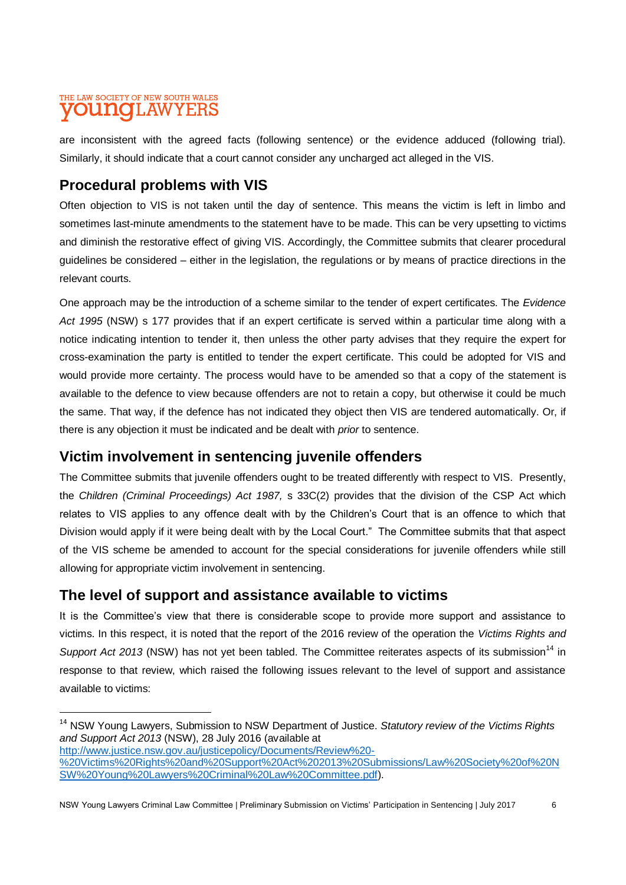are inconsistent with the agreed facts (following sentence) or the evidence adduced (following trial). Similarly, it should indicate that a court cannot consider any uncharged act alleged in the VIS.

## Procedural problems with VIS

Often objection to VIS is not taken until the day of sentence. This means the victim is left in limbo and sometimes last-minute amendments to the statement have to be made. This can be very upsetting to victims and diminish the restorative effect of giving VIS. Accordingly, the Committee submits that clearer procedural guidelines be considered – either in the legislation, the regulations or by means of practice directions in the relevant courts.

One approach may be the introduction of a scheme similar to the tender of expert certificates. The *Evidence Act 1995* (NSW) s 177 provides that if an expert certificate is served within a particular time along with a notice indicating intention to tender it, then unless the other party advises that they require the expert for cross-examination the party is entitled to tender the expert certificate. This could be adopted for VIS and would provide more certainty. The process would have to be amended so that a copy of the statement is available to the defence to view because offenders are not to retain a copy, but otherwise it could be much the same. That way, if the defence has not indicated they object then VIS are tendered automatically. Or, if there is any objection it must be indicated and be dealt with *prior* to sentence.

## Victim involvement in sentencing juvenile offenders

The Committee submits that juvenile offenders ought to be treated differently with respect to VIS. Presently, the *Children (Criminal Proceedings) Act 1987,* s 33C(2) provides that the division of the CSP Act which relates to VIS applies to any offence dealt with by the Children's Court that is an offence to which that Division would apply if it were being dealt with by the Local Court." The Committee submits that that aspect of the VIS scheme be amended to account for the special considerations for juvenile offenders while still allowing for appropriate victim involvement in sentencing.

## The level of support and assistance available to victims

It is the Committee's view that there is considerable scope to provide more support and assistance to victims. In this respect, it is noted that the report of the 2016 review of the operation the *Victims Rights and Support Act 2013* (NSW) has not yet been tabled. The Committee reiterates aspects of its submission[14] in response to that review, which raised the following issues relevant to the level of support and assistance available to victims:

---

[14] NSW Young Lawyers, Submission to NSW Department of Justice. *Statutory review of the Victims Rights and Support Act 2013* (NSW), 28 July 2016 (available at http://www.justice.nsw.gov.au/justicepolicy/Documents/Review%20-%20Victims%20Rights%20and%20Support%20Act%202013%20Submissions/Law%20Society%20of%20NSW%20Young%20Lawyers%20Criminal%20Law%20Committee.pdf).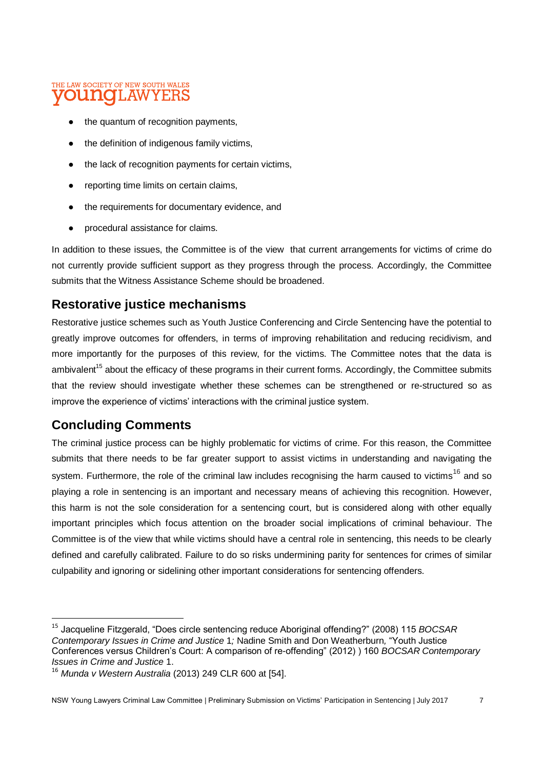- the quantum of recognition payments,
- the definition of indigenous family victims,
- the lack of recognition payments for certain victims,
- reporting time limits on certain claims,
- the requirements for documentary evidence, and
- procedural assistance for claims.

In addition to these issues, the Committee is of the view that current arrangements for victims of crime do not currently provide sufficient support as they progress through the process. Accordingly, the Committee submits that the Witness Assistance Scheme should be broadened.

## Restorative justice mechanisms

Restorative justice schemes such as Youth Justice Conferencing and Circle Sentencing have the potential to greatly improve outcomes for offenders, in terms of improving rehabilitation and reducing recidivism, and more importantly for the purposes of this review, for the victims. The Committee notes that the data is ambivalent[15] about the efficacy of these programs in their current forms. Accordingly, the Committee submits that the review should investigate whether these schemes can be strengthened or re-structured so as improve the experience of victims' interactions with the criminal justice system.

## Concluding Comments

The criminal justice process can be highly problematic for victims of crime. For this reason, the Committee submits that there needs to be far greater support to assist victims in understanding and navigating the system. Furthermore, the role of the criminal law includes recognising the harm caused to victims[16] and so playing a role in sentencing is an important and necessary means of achieving this recognition. However, this harm is not the sole consideration for a sentencing court, but is considered along with other equally important principles which focus attention on the broader social implications of criminal behaviour. The Committee is of the view that while victims should have a central role in sentencing, this needs to be clearly defined and carefully calibrated. Failure to do so risks undermining parity for sentences for crimes of similar culpability and ignoring or sidelining other important considerations for sentencing offenders.

---

[15] Jacqueline Fitzgerald, "Does circle sentencing reduce Aboriginal offending?" (2008) 115 *BOCSAR Contemporary Issues in Crime and Justice* 1*;* Nadine Smith and Don Weatherburn*,* "Youth Justice Conferences versus Children's Court: A comparison of re-offending" (2012) ) 160 *BOCSAR Contemporary Issues in Crime and Justice* 1.

[16] *Munda v Western Australia* (2013) 249 CLR 600 at [54].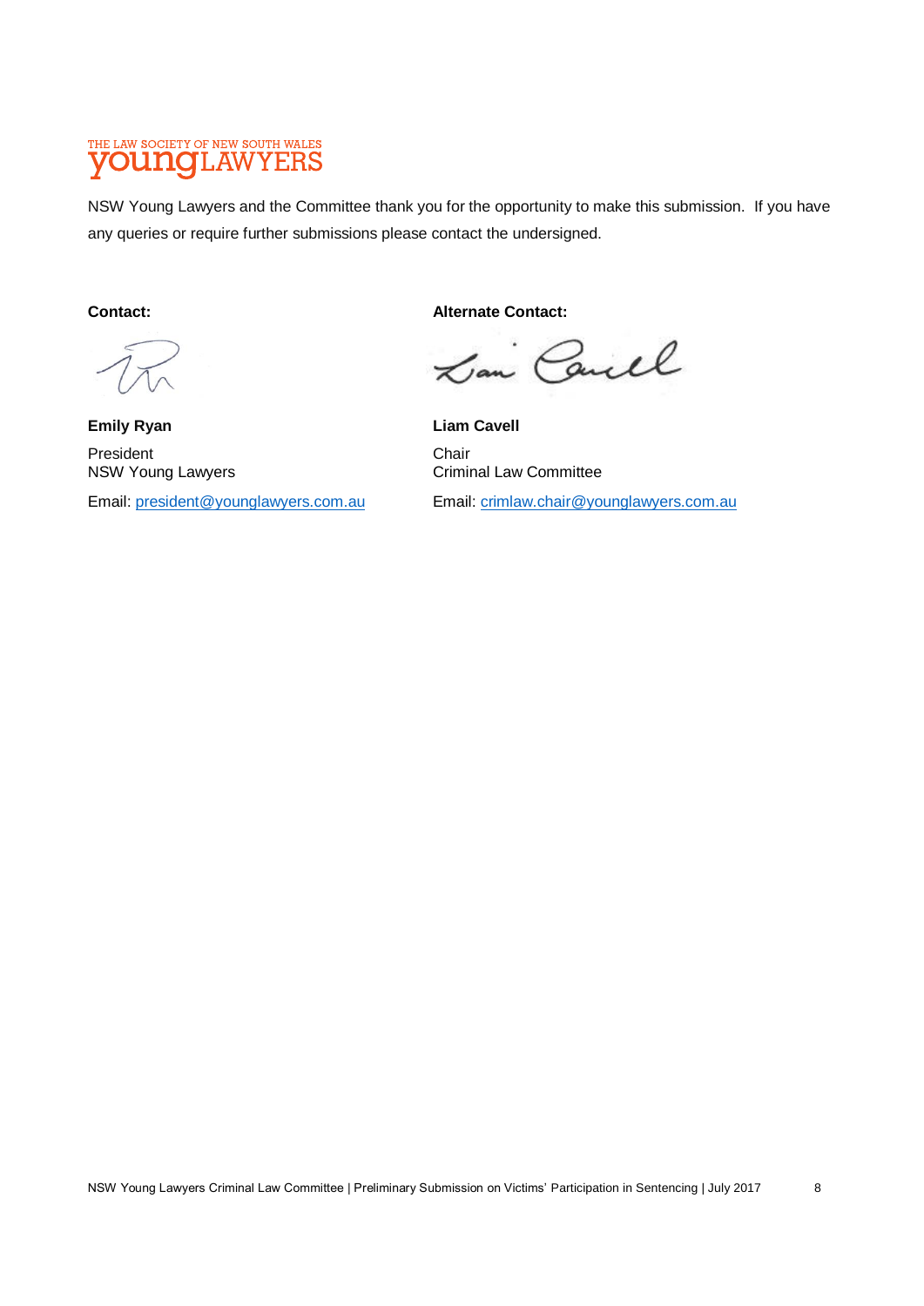THE LAW SOCIETY OF NEW SOUTH WALES
**young**LAWYERS

NSW Young Lawyers and the Committee thank you for the opportunity to make this submission. If you have any queries or require further submissions please contact the undersigned.

**Contact:**

**Emily Ryan**
President
NSW Young Lawyers
Email: president@younglawyers.com.au

**Alternate Contact:**

**Liam Cavell**
Chair
Criminal Law Committee
Email: crimlaw.chair@younglawyers.com.au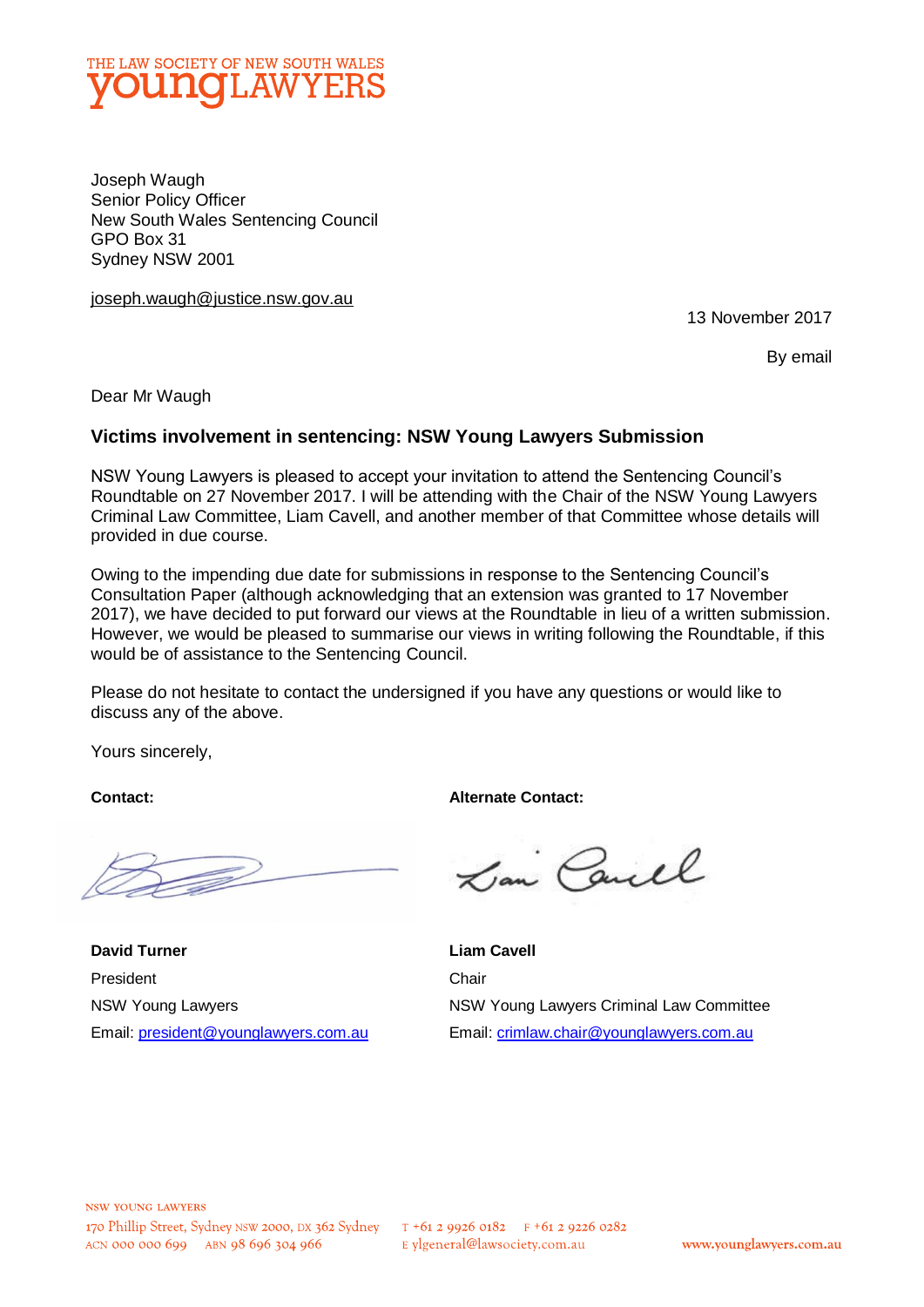THE LAW SOCIETY OF NEW SOUTH WALES
**youngLAWYERS**

Joseph Waugh
Senior Policy Officer
New South Wales Sentencing Council
GPO Box 31
Sydney NSW 2001

joseph.waugh@justice.nsw.gov.au

13 November 2017

By email

Dear Mr Waugh

### Victims involvement in sentencing: NSW Young Lawyers Submission

NSW Young Lawyers is pleased to accept your invitation to attend the Sentencing Council's Roundtable on 27 November 2017. I will be attending with the Chair of the NSW Young Lawyers Criminal Law Committee, Liam Cavell, and another member of that Committee whose details will provided in due course.

Owing to the impending due date for submissions in response to the Sentencing Council's Consultation Paper (although acknowledging that an extension was granted to 17 November 2017), we have decided to put forward our views at the Roundtable in lieu of a written submission. However, we would be pleased to summarise our views in writing following the Roundtable, if this would be of assistance to the Sentencing Council.

Please do not hesitate to contact the undersigned if you have any questions or would like to discuss any of the above.

Yours sincerely,

**Contact:**

**David Turner**
President
NSW Young Lawyers
Email: president@younglawyers.com.au

**Alternate Contact:**

**Liam Cavell**
Chair
NSW Young Lawyers Criminal Law Committee
Email: crimlaw.chair@younglawyers.com.au

NSW YOUNG LAWYERS
170 Phillip Street, Sydney NSW 2000, DX 362 Sydney
ACN 000 000 699 ABN 98 696 304 966
T +61 2 9926 0182 F +61 2 9226 0282
E ylgeneral@lawsociety.com.au
www.younglawyers.com.au